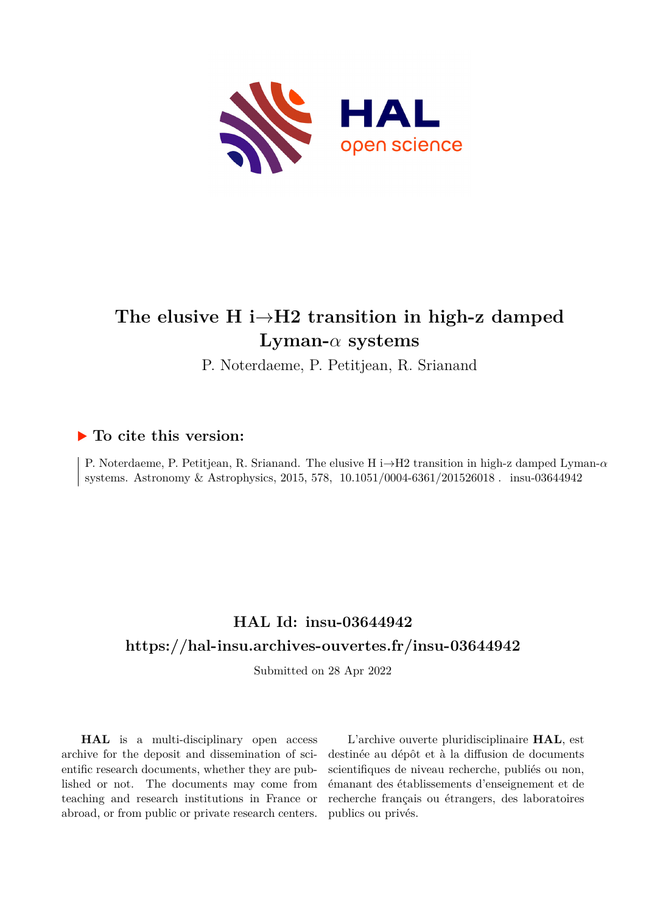# The elusive H i→H2 transition in high-z damped Lyman-$\alpha$ systems

P. Noterdaeme, P. Petitjean, R. Srianand

## ▶ To cite this version:

P. Noterdaeme, P. Petitjean, R. Srianand. The elusive H i→H2 transition in high-z damped Lyman-$\alpha$ systems. Astronomy & Astrophysics, 2015, 578, 10.1051/0004-6361/201526018 . insu-03644942

## HAL Id: insu-03644942

## https://hal-insu.archives-ouvertes.fr/insu-03644942

Submitted on 28 Apr 2022

**HAL** is a multi-disciplinary open access archive for the deposit and dissemination of scientific research documents, whether they are published or not. The documents may come from teaching and research institutions in France or abroad, or from public or private research centers.

L'archive ouverte pluridisciplinaire **HAL**, est destinée au dépôt et à la diffusion de documents scientifiques de niveau recherche, publiés ou non, émanant des établissements d'enseignement et de recherche français ou étrangers, des laboratoires publics ou privés.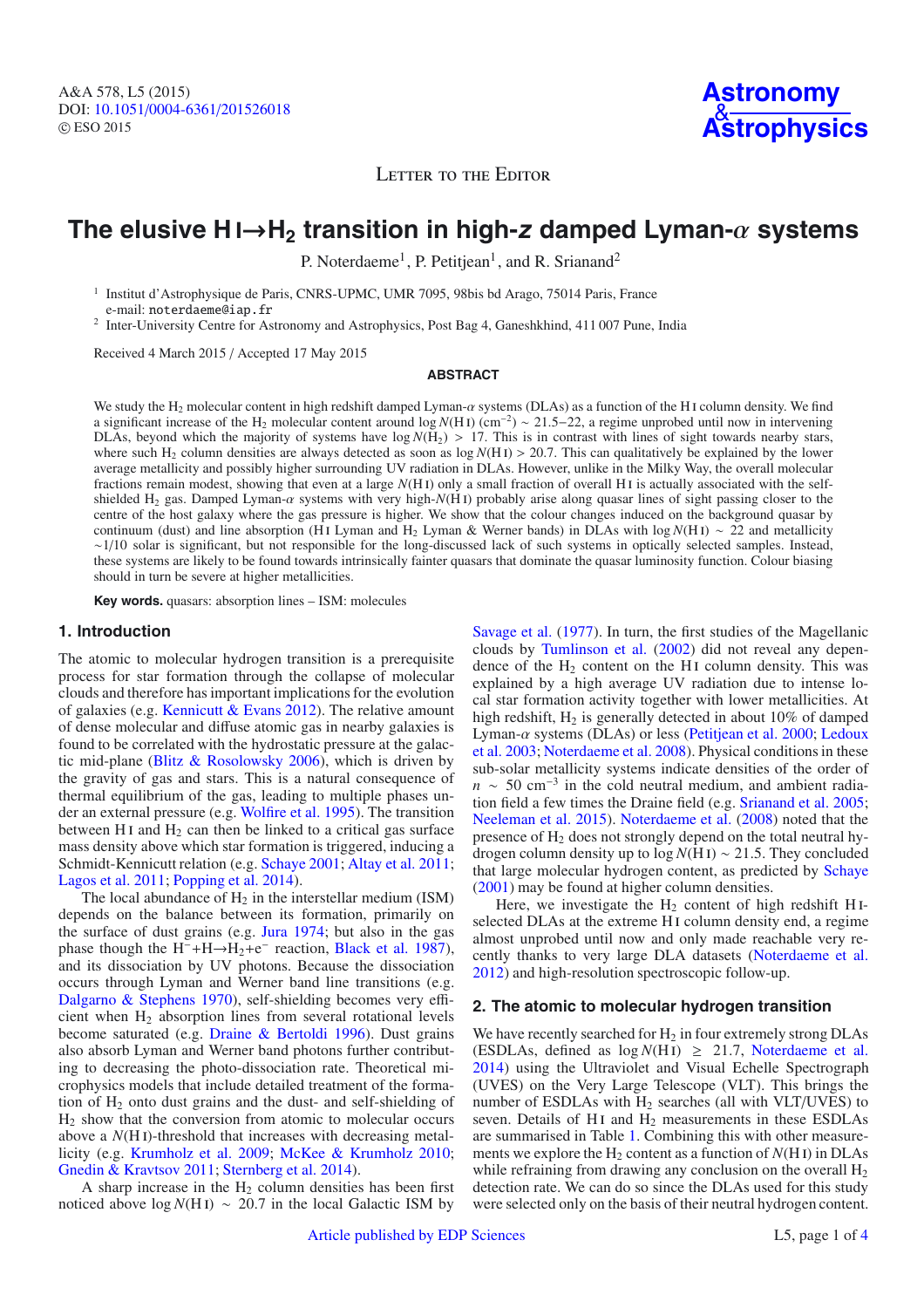# The elusive H I→$H_2$ transition in high-*z* damped Lyman-$\alpha$ systems

P. Noterdaeme[1], P. Petitjean[1], and R. Srianand[2]

[1] Institut d'Astrophysique de Paris, CNRS-UPMC, UMR 7095, 98bis bd Arago, 75014 Paris, France
e-mail: noterdaeme@iap.fr

[2] Inter-University Centre for Astronomy and Astrophysics, Post Bag 4, Ganeshkhind, 411 007 Pune, India

Received 4 March 2015 / Accepted 17 May 2015

## ABSTRACT

We study the $H_2$ molecular content in high redshift damped Lyman-$\alpha$ systems (DLAs) as a function of the H I column density. We find a significant increase of the $H_2$ molecular content around $\log N(\text{H I})$ ($\text{cm}^{-2}$) $\sim 21.5-22$, a regime unprobed until now in intervening DLAs, beyond which the majority of systems have $\log N(H_2) > 17$. This is in contrast with lines of sight towards nearby stars, where such $H_2$ column densities are always detected as soon as $\log N(\text{H I}) > 20.7$. This can qualitatively be explained by the lower average metallicity and possibly higher surrounding UV radiation in DLAs. However, unlike in the Milky Way, the overall molecular fractions remain modest, showing that even at a large $N(\text{H I})$ only a small fraction of overall H I is actually associated with the self-shielded $H_2$ gas. Damped Lyman-$\alpha$ systems with very high-$N(\text{H I})$ probably arise along quasar lines of sight passing closer to the centre of the host galaxy where the gas pressure is higher. We show that the colour changes induced on the background quasar by continuum (dust) and line absorption (H I Lyman and $H_2$ Lyman & Werner bands) in DLAs with $\log N(\text{H I}) \sim 22$ and metallicity $\sim$1/10 solar is significant, but not responsible for the long-discussed lack of such systems in optically selected samples. Instead, these systems are likely to be found towards intrinsically fainter quasars that dominate the quasar luminosity function. Colour biasing should in turn be severe at higher metallicities.

**Key words.** quasars: absorption lines – ISM: molecules

## 1. Introduction

The atomic to molecular hydrogen transition is a prerequisite process for star formation through the collapse of molecular clouds and therefore has important implications for the evolution of galaxies (e.g. Kennicutt & Evans 2012). The relative amount of dense molecular and diffuse atomic gas in nearby galaxies is found to be correlated with the hydrostatic pressure at the galactic mid-plane (Blitz & Rosolowsky 2006), which is driven by the gravity of gas and stars. This is a natural consequence of thermal equilibrium of the gas, leading to multiple phases under an external pressure (e.g. Wolfire et al. 1995). The transition between H I and $H_2$ can then be linked to a critical gas surface mass density above which star formation is triggered, inducing a Schmidt-Kennicutt relation (e.g. Schaye 2001; Altay et al. 2011; Lagos et al. 2011; Popping et al. 2014).

The local abundance of $H_2$ in the interstellar medium (ISM) depends on the balance between its formation, primarily on the surface of dust grains (e.g. Jura 1974; but also in the gas phase though the $H^-$+H→$H_2$+$e^-$ reaction, Black et al. 1987), and its dissociation by UV photons. Because the dissociation occurs through Lyman and Werner band line transitions (e.g. Dalgarno & Stephens 1970), self-shielding becomes very efficient when $H_2$ absorption lines from several rotational levels become saturated (e.g. Draine & Bertoldi 1996). Dust grains also absorb Lyman and Werner band photons further contributing to decreasing the photo-dissociation rate. Theoretical microphysics models that include detailed treatment of the formation of $H_2$ onto dust grains and the dust- and self-shielding of $H_2$ show that the conversion from atomic to molecular occurs above a $N(\text{H I})$-threshold that increases with decreasing metallicity (e.g. Krumholz et al. 2009; McKee & Krumholz 2010; Gnedin & Kravtsov 2011; Sternberg et al. 2014).

A sharp increase in the $H_2$ column densities has been first noticed above $\log N(\text{H I}) \sim 20.7$ in the local Galactic ISM by Savage et al. (1977). In turn, the first studies of the Magellanic clouds by Tumlinson et al. (2002) did not reveal any dependence of the $H_2$ content on the H I column density. This was explained by a high average UV radiation due to intense local star formation activity together with lower metallicities. At high redshift, $H_2$ is generally detected in about 10% of damped Lyman-$\alpha$ systems (DLAs) or less (Petitjean et al. 2000; Ledoux et al. 2003; Noterdaeme et al. 2008). Physical conditions in these sub-solar metallicity systems indicate densities of the order of $n \sim 50$ cm$^{-3}$ in the cold neutral medium, and ambient radiation field a few times the Draine field (e.g. Srianand et al. 2005; Neeleman et al. 2015). Noterdaeme et al. (2008) noted that the presence of $H_2$ does not strongly depend on the total neutral hydrogen column density up to $\log N(\text{H I}) \sim 21.5$. They concluded that large molecular hydrogen content, as predicted by Schaye (2001) may be found at higher column densities.

Here, we investigate the $H_2$ content of high redshift H I-selected DLAs at the extreme H I column density end, a regime almost unprobed until now and only made reachable very recently thanks to very large DLA datasets (Noterdaeme et al. 2012) and high-resolution spectroscopic follow-up.

## 2. The atomic to molecular hydrogen transition

We have recently searched for $H_2$ in four extremely strong DLAs (ESDLAs, defined as $\log N(\text{H I}) \geq 21.7$, Noterdaeme et al. 2014) using the Ultraviolet and Visual Echelle Spectrograph (UVES) on the Very Large Telescope (VLT). This brings the number of ESDLAs with $H_2$ searches (all with VLT/UVES) to seven. Details of H I and $H_2$ measurements in these ESDLAs are summarised in Table 1. Combining this with other measurements we explore the $H_2$ content as a function of $N(\text{H I})$ in DLAs while refraining from drawing any conclusion on the overall $H_2$ detection rate. We can do so since the DLAs used for this study were selected only on the basis of their neutral hydrogen content.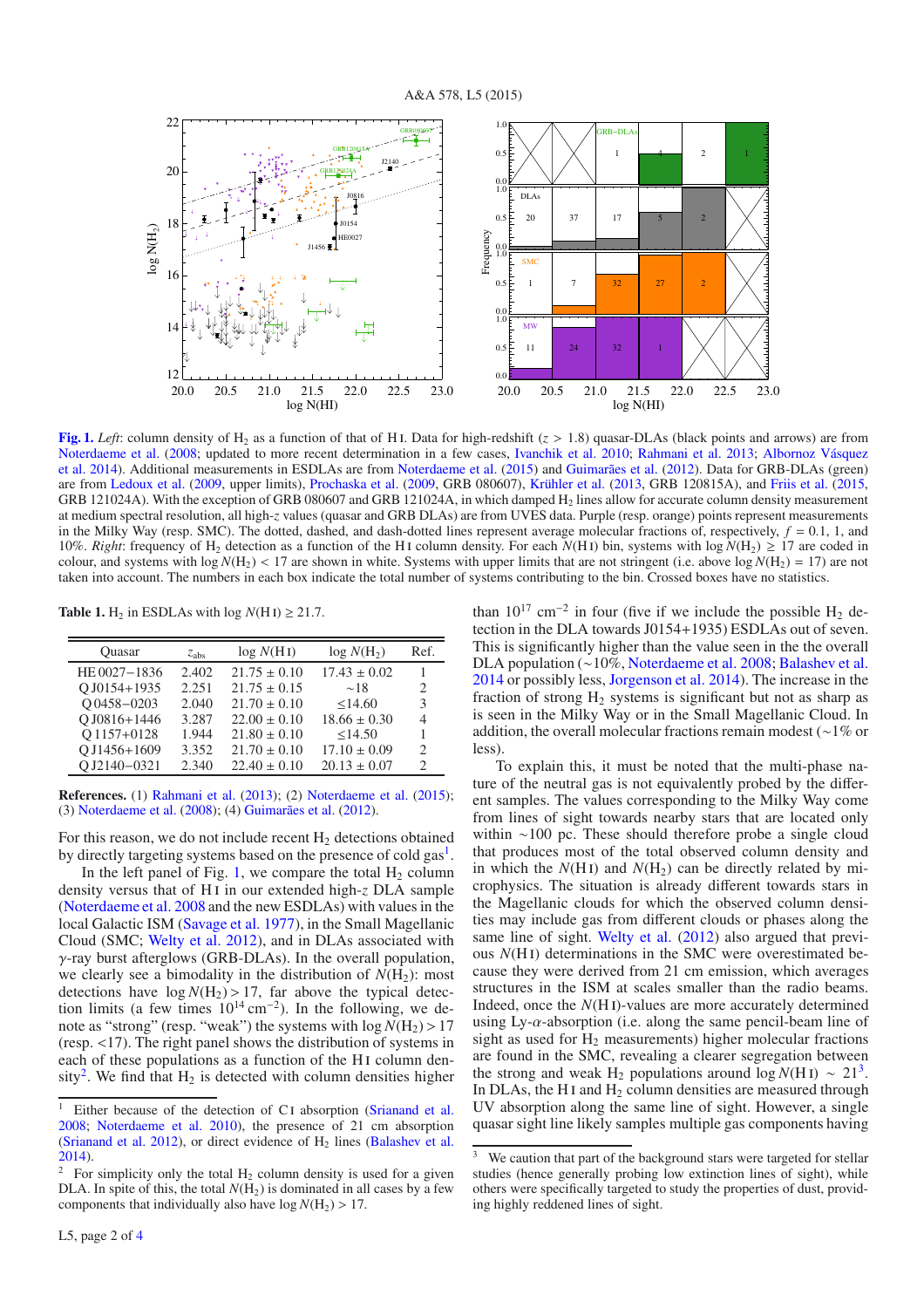**Fig. 1.** *Left*: column density of $H_2$ as a function of that of H I. Data for high-redshift ($z > 1.8$) quasar-DLAs (black points and arrows) are from Noterdaeme et al. (2008; updated to more recent determination in a few cases, Ivanchik et al. 2010; Rahmani et al. 2013; Albornoz Vásquez et al. 2014). Additional measurements in ESDLAs are from Noterdaeme et al. (2015) and Guimarães et al. (2012). Data for GRB-DLAs (green) are from Ledoux et al. (2009, upper limits), Prochaska et al. (2009, GRB 080607), Krühler et al. (2013, GRB 120815A), and Friis et al. (2015, GRB 121024A). With the exception of GRB 080607 and GRB 121024A, in which damped $H_2$ lines allow for accurate column density measurement at medium spectral resolution, all high-$z$ values (quasar and GRB DLAs) are from UVES data. Purple (resp. orange) points represent measurements in the Milky Way (resp. SMC). The dotted, dashed, and dash-dotted lines represent average molecular fractions of, respectively, $f$ = 0.1, 1, and 10%. *Right*: frequency of $H_2$ detection as a function of the H I column density. For each $N$(H I) bin, systems with $\log N(H_2) \geq 17$ are coded in colour, and systems with $\log N(H_2) < 17$ are shown in white. Systems with upper limits that are not stringent (i.e. above $\log N(H_2) = 17$) are not taken into account. The numbers in each box indicate the total number of systems contributing to the bin. Crossed boxes have no statistics.

**Table 1.** $H_2$ in ESDLAs with $\log N(\text{H I}) \geq 21.7$.

| Quasar | $z_{\text{abs}}$ | $\log N(\text{H I})$ | $\log N(H_2)$ | Ref. |
|---|---|---|---|---|
| HE 0027−1836 | 2.402 | 21.75 ± 0.10 | 17.43 ± 0.02 | 1 |
| Q J0154+1935 | 2.251 | 21.75 ± 0.15 | ∼18 | 2 |
| Q 0458−0203 | 2.040 | 21.70 ± 0.10 | ≤14.60 | 3 |
| Q J0816+1446 | 3.287 | 22.00 ± 0.10 | 18.66 ± 0.30 | 4 |
| Q 1157+0128 | 1.944 | 21.80 ± 0.10 | ≤14.50 | 1 |
| Q J1456+1609 | 3.352 | 21.70 ± 0.10 | 17.10 ± 0.09 | 2 |
| Q J2140−0321 | 2.340 | 22.40 ± 0.10 | 20.13 ± 0.07 | 2 |

**References.** (1) Rahmani et al. (2013); (2) Noterdaeme et al. (2015); (3) Noterdaeme et al. (2008); (4) Guimarães et al. (2012).

For this reason, we do not include recent $H_2$ detections obtained by directly targeting systems based on the presence of cold gas[1].

In the left panel of Fig. 1, we compare the total $H_2$ column density versus that of H I in our extended high-$z$ DLA sample (Noterdaeme et al. 2008 and the new ESDLAs) with values in the local Galactic ISM (Savage et al. 1977), in the Small Magellanic Cloud (SMC; Welty et al. 2012), and in DLAs associated with $\gamma$-ray burst afterglows (GRB-DLAs). In the overall population, we clearly see a bimodality in the distribution of $N(H_2)$: most detections have $\log N(H_2) > 17$, far above the typical detection limits (a few times $10^{14}$ cm$^{-2}$). In the following, we denote as "strong" (resp. "weak") the systems with $\log N(H_2) > 17$ (resp. <17). The right panel shows the distribution of systems in each of these populations as a function of the H I column density[2]. We find that $H_2$ is detected with column densities higher than $10^{17}$ cm$^{-2}$ in four (five if we include the possible $H_2$ detection in the DLA towards J0154+1935) ESDLAs out of seven. This is significantly higher than the value seen in the the overall DLA population (∼10%, Noterdaeme et al. 2008; Balashev et al. 2014 or possibly less, Jorgenson et al. 2014). The increase in the fraction of strong $H_2$ systems is significant but not as sharp as is seen in the Milky Way or in the Small Magellanic Cloud. In addition, the overall molecular fractions remain modest (∼1% or less).

To explain this, it must be noted that the multi-phase nature of the neutral gas is not equivalently probed by the different samples. The values corresponding to the Milky Way come from lines of sight towards nearby stars that are located only within ∼100 pc. These should therefore probe a single cloud that produces most of the total observed column density and in which the $N$(H I) and $N(H_2)$ can be directly related by microphysics. The situation is already different towards stars in the Magellanic clouds for which the observed column densities may include gas from different clouds or phases along the same line of sight. Welty et al. (2012) also argued that previous $N$(H I) determinations in the SMC were overestimated because they were derived from 21 cm emission, which averages structures in the ISM at scales smaller than the radio beams. Indeed, once the $N$(H I)-values are more accurately determined using Ly-$\alpha$-absorption (i.e. along the same pencil-beam line of sight as used for $H_2$ measurements) higher molecular fractions are found in the SMC, revealing a clearer segregation between the strong and weak $H_2$ populations around $\log N(\text{H I}) \sim 21$[3]. In DLAs, the H I and $H_2$ column densities are measured through UV absorption along the same line of sight. However, a single quasar sight line likely samples multiple gas components having

---

[1] Either because of the detection of C I absorption (Srianand et al. 2008; Noterdaeme et al. 2010), the presence of 21 cm absorption (Srianand et al. 2012), or direct evidence of $H_2$ lines (Balashev et al. 2014).

[2] For simplicity only the total $H_2$ column density is used for a given DLA. In spite of this, the total $N(H_2)$ is dominated in all cases by a few components that individually also have $\log N(H_2) > 17$.

[3] We caution that part of the background stars were targeted for stellar studies (hence generally probing low extinction lines of sight), while others were specifically targeted to study the properties of dust, providing highly reddened lines of sight.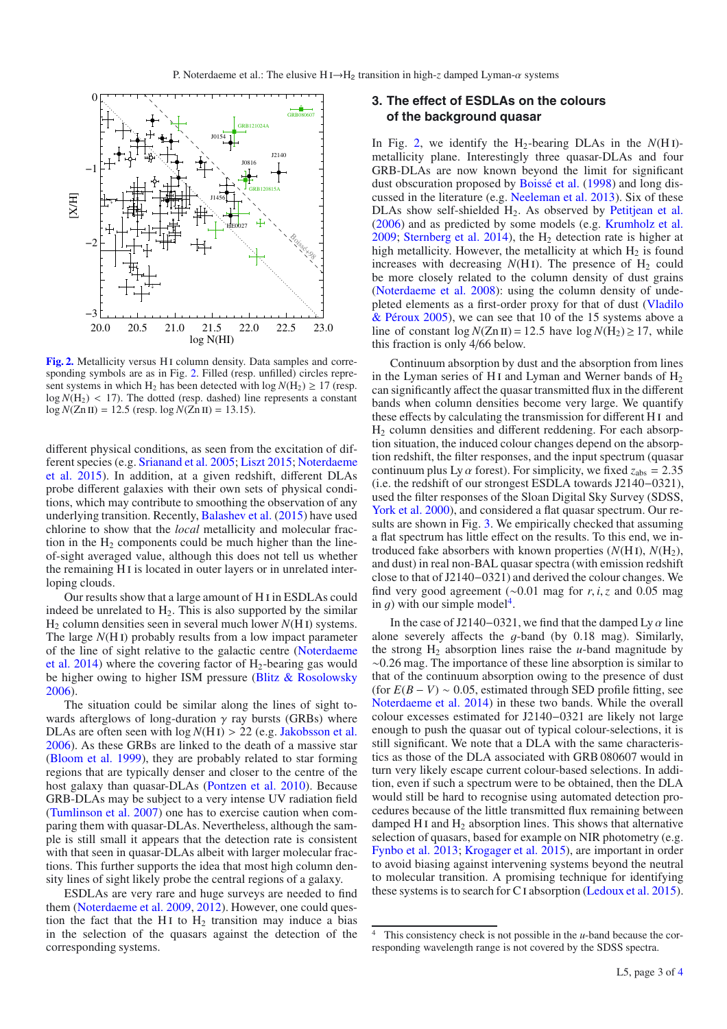Fig. 2. Metallicity versus H I column density. Data samples and corresponding symbols are as in Fig. 2. Filled (resp. unfilled) circles represent systems in which $H_2$ has been detected with $\log N(H_2) \geq 17$ (resp. $\log N(H_2) < 17$). The dotted (resp. dashed) line represents a constant $\log N(\text{Zn II}) = 12.5$ (resp. $\log N(\text{Zn II}) = 13.15$).

different physical conditions, as seen from the excitation of different species (e.g. Srianand et al. 2005; Liszt 2015; Noterdaeme et al. 2015). In addition, at a given redshift, different DLAs probe different galaxies with their own sets of physical conditions, which may contribute to smoothing the observation of any underlying transition. Recently, Balashev et al. (2015) have used chlorine to show that the *local* metallicity and molecular fraction in the $H_2$ components could be much higher than the line-of-sight averaged value, although this does not tell us whether the remaining H I is located in outer layers or in unrelated interloping clouds.

Our results show that a large amount of H I in ESDLAs could indeed be unrelated to $H_2$. This is also supported by the similar $H_2$ column densities seen in several much lower $N$(H I) systems. The large $N$(H I) probably results from a low impact parameter of the line of sight relative to the galactic centre (Noterdaeme et al. 2014) where the covering factor of $H_2$-bearing gas would be higher owing to higher ISM pressure (Blitz & Rosolowsky 2006).

The situation could be similar along the lines of sight towards afterglows of long-duration $\gamma$ ray bursts (GRBs) where DLAs are often seen with $\log N(\text{H I}) > 22$ (e.g. Jakobsson et al. 2006). As these GRBs are linked to the death of a massive star (Bloom et al. 1999), they are probably related to star forming regions that are typically denser and closer to the centre of the host galaxy than quasar-DLAs (Pontzen et al. 2010). Because GRB-DLAs may be subject to a very intense UV radiation field (Tumlinson et al. 2007) one has to exercise caution when comparing them with quasar-DLAs. Nevertheless, although the sample is still small it appears that the detection rate is consistent with that seen in quasar-DLAs albeit with larger molecular fractions. This further supports the idea that most high column density lines of sight likely probe the central regions of a galaxy.

ESDLAs are very rare and huge surveys are needed to find them (Noterdaeme et al. 2009, 2012). However, one could question the fact that the H I to $H_2$ transition may induce a bias in the selection of the quasars against the detection of the corresponding systems.

## 3. The effect of ESDLAs on the colours of the background quasar

In Fig. 2, we identify the $H_2$-bearing DLAs in the $N$(H I)-metallicity plane. Interestingly three quasar-DLAs and four GRB-DLAs are now known beyond the limit for significant dust obscuration proposed by Boissé et al. (1998) and long discussed in the literature (e.g. Neeleman et al. 2013). Six of these DLAs show self-shielded $H_2$. As observed by Petitjean et al. (2006) and as predicted by some models (e.g. Krumholz et al. 2009; Sternberg et al. 2014), the $H_2$ detection rate is higher at high metallicity. However, the metallicity at which $H_2$ is found increases with decreasing $N$(H I). The presence of $H_2$ could be more closely related to the column density of dust grains (Noterdaeme et al. 2008): using the column density of undepleted elements as a first-order proxy for that of dust (Vladilo & Péroux 2005), we can see that 10 of the 15 systems above a line of constant $\log N(\text{Zn II}) = 12.5$ have $\log N(H_2) \geq 17$, while this fraction is only 4/66 below.

Continuum absorption by dust and the absorption from lines in the Lyman series of H I and Lyman and Werner bands of $H_2$ can significantly affect the quasar transmitted flux in the different bands when column densities become very large. We quantify these effects by calculating the transmission for different H I and $H_2$ column densities and different reddening. For each absorption situation, the induced colour changes depend on the absorption redshift, the filter responses, and the input spectrum (quasar continuum plus Ly $\alpha$ forest). For simplicity, we fixed $z_{\text{abs}} = 2.35$ (i.e. the redshift of our strongest ESDLA towards J2140−0321), used the filter responses of the Sloan Digital Sky Survey (SDSS, York et al. 2000), and considered a flat quasar spectrum. Our results are shown in Fig. 3. We empirically checked that assuming a flat spectrum has little effect on the results. To this end, we introduced fake absorbers with known properties ($N$(H I), $N(H_2)$, and dust) in real non-BAL quasar spectra (with emission redshift close to that of J2140−0321) and derived the colour changes. We find very good agreement (~0.01 mag for $r, i, z$ and 0.05 mag in $g$) with our simple model[4].

In the case of J2140−0321, we find that the damped Ly $\alpha$ line alone severely affects the $g$-band (by 0.18 mag). Similarly, the strong $H_2$ absorption lines raise the $u$-band magnitude by ~0.26 mag. The importance of these line absorption is similar to that of the continuum absorption owing to the presence of dust (for $E(B-V) \sim 0.05$, estimated through SED profile fitting, see Noterdaeme et al. 2014) in these two bands. While the overall colour excesses estimated for J2140−0321 are likely not large enough to push the quasar out of typical colour-selections, it is still significant. We note that a DLA with the same characteristics as those of the DLA associated with GRB 080607 would in turn very likely escape current colour-based selections. In addition, even if such a spectrum were to be obtained, then the DLA would still be hard to recognise using automated detection procedures because of the little transmitted flux remaining between damped H I and $H_2$ absorption lines. This shows that alternative selection of quasars, based for example on NIR photometry (e.g. Fynbo et al. 2013; Krogager et al. 2015), are important in order to avoid biasing against intervening systems beyond the neutral to molecular transition. A promising technique for identifying these systems is to search for C I absorption (Ledoux et al. 2015).

[4] This consistency check is not possible in the $u$-band because the corresponding wavelength range is not covered by the SDSS spectra.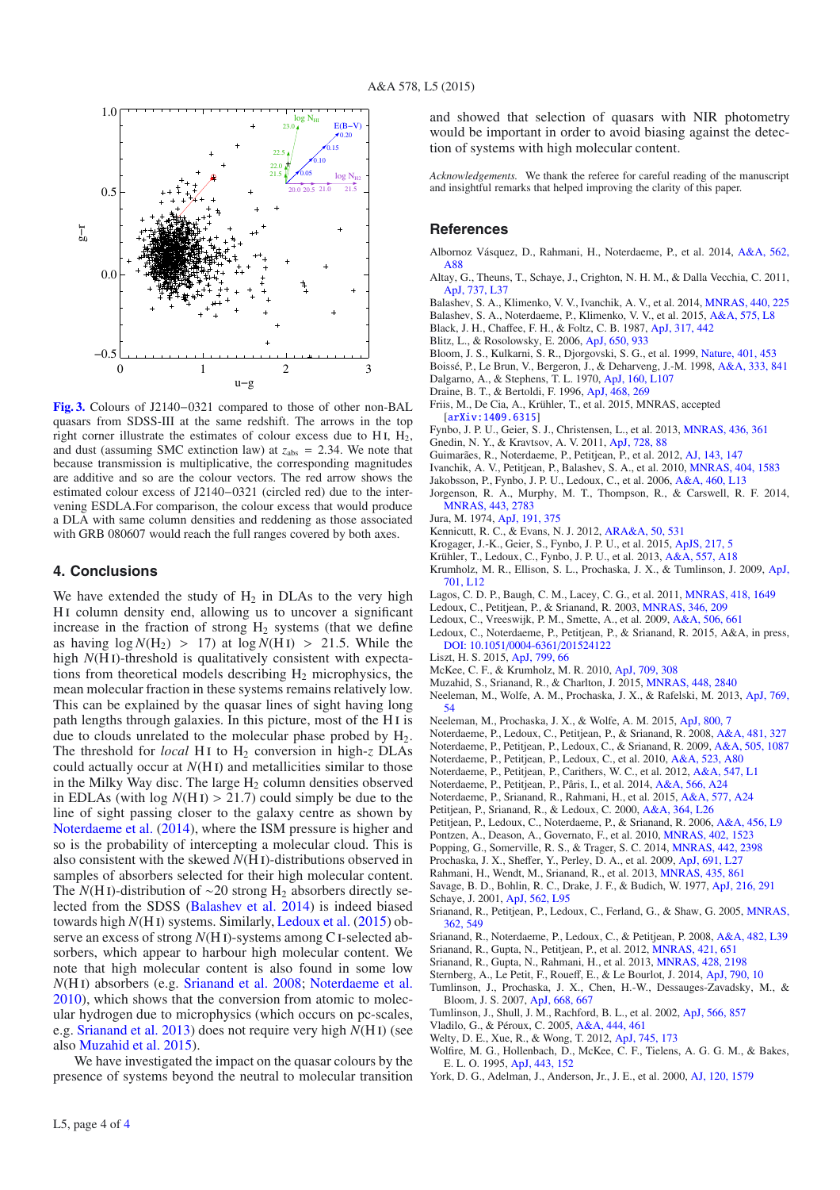1.0

0.5

0.0

−0.5

0 1 2 3

u−g

g−r

log N$_{HI}$

23.0

22.5

22.0

21.5

E(B−V)

0.20

0.15

0.10

0.05

log N$_{H2}$

20.0 20.5 21.0 21.5

**Fig. 3.** Colours of J2140−0321 compared to those of other non-BAL quasars from SDSS-III at the same redshift. The arrows in the top right corner illustrate the estimates of colour excess due to H I, $H_2$, and dust (assuming SMC extinction law) at $z_{abs}$ = 2.34. We note that because transmission is multiplicative, the corresponding magnitudes are additive and so are the colour vectors. The red arrow shows the estimated colour excess of J2140−0321 (circled red) due to the intervening ESDLA.For comparison, the colour excess that would produce a DLA with same column densities and reddening as those associated with GRB 080607 would reach the full ranges covered by both axes.

## 4. Conclusions

We have extended the study of $H_2$ in DLAs to the very high H I column density end, allowing us to uncover a significant increase in the fraction of strong $H_2$ systems (that we define as having $\log N(H_2) > 17$) at $\log N(\text{H I}) > 21.5$. While the high $N$(H I)-threshold is qualitatively consistent with expectations from theoretical models describing $H_2$ microphysics, the mean molecular fraction in these systems remains relatively low. This can be explained by the quasar lines of sight having long path lengths through galaxies. In this picture, most of the H I is due to clouds unrelated to the molecular phase probed by $H_2$. The threshold for *local* H I to $H_2$ conversion in high-$z$ DLAs could actually occur at $N$(H I) and metallicities similar to those in the Milky Way disc. The large $H_2$ column densities observed in EDLAs (with $\log N(\text{H I}) > 21.7$) could simply be due to the line of sight passing closer to the galaxy centre as shown by Noterdaeme et al. (2014), where the ISM pressure is higher and so is the probability of intercepting a molecular cloud. This is also consistent with the skewed $N$(H I)-distributions observed in samples of absorbers selected for their high molecular content. The $N$(H I)-distribution of ∼20 strong $H_2$ absorbers directly selected from the SDSS (Balashev et al. 2014) is indeed biased towards high $N$(H I) systems. Similarly, Ledoux et al. (2015) observe an excess of strong $N$(H I)-systems among C I-selected absorbers, which appear to harbour high molecular content. We note that high molecular content is also found in some low $N$(H I) absorbers (e.g. Srianand et al. 2008; Noterdaeme et al. 2010), which shows that the conversion from atomic to molecular hydrogen due to microphysics (which occurs on pc-scales, e.g. Srianand et al. 2013) does not require very high $N$(H I) (see also Muzahid et al. 2015).

We have investigated the impact on the quasar colours by the presence of systems beyond the neutral to molecular transition and showed that selection of quasars with NIR photometry would be important in order to avoid biasing against the detection of systems with high molecular content.

*Acknowledgements.* We thank the referee for careful reading of the manuscript and insightful remarks that helped improving the clarity of this paper.

## References

Albornoz Vásquez, D., Rahmani, H., Noterdaeme, P., et al. 2014, A&A, 562, A88
Altay, G., Theuns, T., Schaye, J., Crighton, N. H. M., & Dalla Vecchia, C. 2011, ApJ, 737, L37
Balashev, S. A., Klimenko, V. V., Ivanchik, A. V., et al. 2014, MNRAS, 440, 225
Balashev, S. A., Noterdaeme, P., Klimenko, V. V., et al. 2015, A&A, 575, L8
Black, J. H., Chaffee, F. H., & Foltz, C. B. 1987, ApJ, 317, 442
Blitz, L., & Rosolowsky, E. 2006, ApJ, 650, 933
Bloom, J. S., Kulkarni, S. R., Djorgovski, S. G., et al. 1999, Nature, 401, 453
Boissé, P., Le Brun, V., Bergeron, J., & Deharveng, J.-M. 1998, A&A, 333, 841
Dalgarno, A., & Stephens, T. L. 1970, ApJ, 160, L107
Draine, B. T., & Bertoldi, F. 1996, ApJ, 468, 269
Friis, M., De Cia, A., Krühler, T., et al. 2015, MNRAS, accepted [arXiv:1409.6315]
Fynbo, J. P. U., Geier, S. J., Christensen, L., et al. 2013, MNRAS, 436, 361
Gnedin, N. Y., & Kravtsov, A. V. 2011, ApJ, 728, 88
Guimarães, R., Noterdaeme, P., Petitjean, P., et al. 2012, AJ, 143, 147
Ivanchik, A. V., Petitjean, P., Balashev, S. A., et al. 2010, MNRAS, 404, 1583
Jakobsson, P., Fynbo, J. P. U., Ledoux, C., et al. 2006, A&A, 460, L13
Jorgenson, R. A., Murphy, M. T., Thompson, R., & Carswell, R. F. 2014, MNRAS, 443, 2783
Jura, M. 1974, ApJ, 191, 375
Kennicutt, R. C., & Evans, N. J. 2012, ARA&A, 50, 531
Krogager, J.-K., Geier, S., Fynbo, J. P. U., et al. 2015, ApJS, 217, 5
Krühler, T., Ledoux, C., Fynbo, J. P. U., et al. 2013, A&A, 557, A18
Krumholz, M. R., Ellison, S. L., Prochaska, J. X., & Tumlinson, J. 2009, ApJ, 701, L12
Lagos, C. D. P., Baugh, C. M., Lacey, C. G., et al. 2011, MNRAS, 418, 1649
Ledoux, C., Petitjean, P., & Srianand, R. 2003, MNRAS, 346, 209
Ledoux, C., Vreeswijk, P. M., Smette, A., et al. 2009, A&A, 506, 661
Ledoux, C., Noterdaeme, P., Petitjean, P., & Srianand, R. 2015, A&A, in press, DOI: 10.1051/0004-6361/201524122
Liszt, H. S. 2015, ApJ, 799, 66
McKee, C. F., & Krumholz, M. R. 2010, ApJ, 709, 308
Muzahid, S., Srianand, R., & Charlton, J. 2015, MNRAS, 448, 2840
Neeleman, M., Wolfe, A. M., Prochaska, J. X., & Rafelski, M. 2013, ApJ, 769, 54
Neeleman, M., Prochaska, J. X., & Wolfe, A. M. 2015, ApJ, 800, 7
Noterdaeme, P., Ledoux, C., Petitjean, P., & Srianand, R. 2008, A&A, 481, 327
Noterdaeme, P., Petitjean, P., Ledoux, C., & Srianand, R. 2009, A&A, 505, 1087
Noterdaeme, P., Petitjean, P., Ledoux, C., et al. 2010, A&A, 523, A80
Noterdaeme, P., Petitjean, P., Carithers, W. C., et al. 2012, A&A, 547, L1
Noterdaeme, P., Petitjean, P., Pâris, I., et al. 2014, A&A, 566, A24
Noterdaeme, P., Srianand, R., Rahmani, H., et al. 2015, A&A, 577, A24
Petitjean, P., Srianand, R., & Ledoux, C. 2000, A&A, 364, L26
Petitjean, P., Ledoux, C., Noterdaeme, P., & Srianand, R. 2006, A&A, 456, L9
Pontzen, A., Deason, A., Governato, F., et al. 2010, MNRAS, 402, 1523
Popping, G., Somerville, R. S., & Trager, S. C. 2014, MNRAS, 442, 2398
Prochaska, J. X., Sheffer, Y., Perley, D. A., et al. 2009, ApJ, 691, L27
Rahmani, H., Wendt, M., Srianand, R., et al. 2013, MNRAS, 435, 861
Savage, B. D., Bohlin, R. C., Drake, J. F., & Budich, W. 1977, ApJ, 216, 291
Schaye, J. 2001, ApJ, 562, L95
Srianand, R., Petitjean, P., Ledoux, C., Ferland, G., & Shaw, G. 2005, MNRAS, 362, 549
Srianand, R., Noterdaeme, P., Ledoux, C., & Petitjean, P. 2008, A&A, 482, L39
Srianand, R., Gupta, N., Petitjean, P., et al. 2012, MNRAS, 421, 651
Srianand, R., Gupta, N., Rahmani, H., et al. 2013, MNRAS, 428, 2198
Sternberg, A., Le Petit, F., Roueff, E., & Le Bourlot, J. 2014, ApJ, 790, 10
Tumlinson, J., Prochaska, J. X., Chen, H.-W., Dessauges-Zavadsky, M., & Bloom, J. S. 2007, ApJ, 668, 667
Tumlinson, J., Shull, J. M., Rachford, B. L., et al. 2002, ApJ, 566, 857
Vladilo, G., & Péroux, C. 2005, A&A, 444, 461
Welty, D. E., Xue, R., & Wong, T. 2012, ApJ, 745, 173
Wolfire, M. G., Hollenbach, D., McKee, C. F., Tielens, A. G. G. M., & Bakes, E. L. O. 1995, ApJ, 443, 152
York, D. G., Adelman, J., Anderson, Jr., J. E., et al. 2000, AJ, 120, 1579